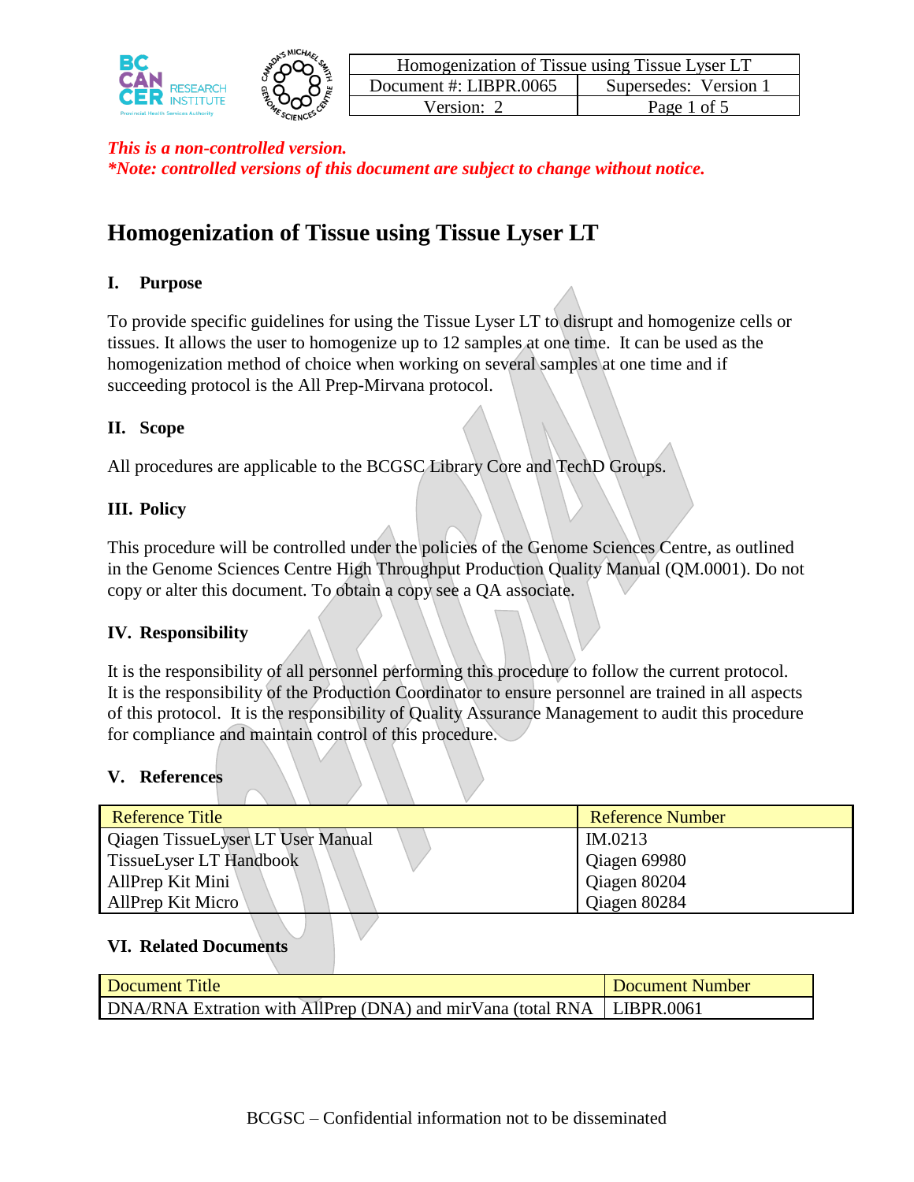| Homogenization of Tissue using Tissue Lyser LT | |
|---|---|
| Document #: LIBPR.0065 | Supersedes: Version 1 |
| Version: 2 | |

*This is a non-controlled version.*
*\*Note: controlled versions of this document are subject to change without notice.*

# Homogenization of Tissue using Tissue Lyser LT

## I. Purpose

To provide specific guidelines for using the Tissue Lyser LT to disrupt and homogenize cells or tissues. It allows the user to homogenize up to 12 samples at one time. It can be used as the homogenization method of choice when working on several samples at one time and if succeeding protocol is the All Prep-Mirvana protocol.

## II. Scope

All procedures are applicable to the BCGSC Library Core and TechD Groups.

## III. Policy

This procedure will be controlled under the policies of the Genome Sciences Centre, as outlined in the Genome Sciences Centre High Throughput Production Quality Manual (QM.0001). Do not copy or alter this document. To obtain a copy see a QA associate.

## IV. Responsibility

It is the responsibility of all personnel performing this procedure to follow the current protocol. It is the responsibility of the Production Coordinator to ensure personnel are trained in all aspects of this protocol. It is the responsibility of Quality Assurance Management to audit this procedure for compliance and maintain control of this procedure.

## V. References

| Reference Title | Reference Number |
|---|---|
| Qiagen TissueLyser LT User Manual | IM.0213 |
| TissueLyser LT Handbook | Qiagen 69980 |
| AllPrep Kit Mini | Qiagen 80204 |
| AllPrep Kit Micro | Qiagen 80284 |

## VI. Related Documents

| Document Title | Document Number |
|---|---|
| DNA/RNA Extration with AllPrep (DNA) and mirVana (total RNA | LIBPR.0061 |

BCGSC – Confidential information not to be disseminated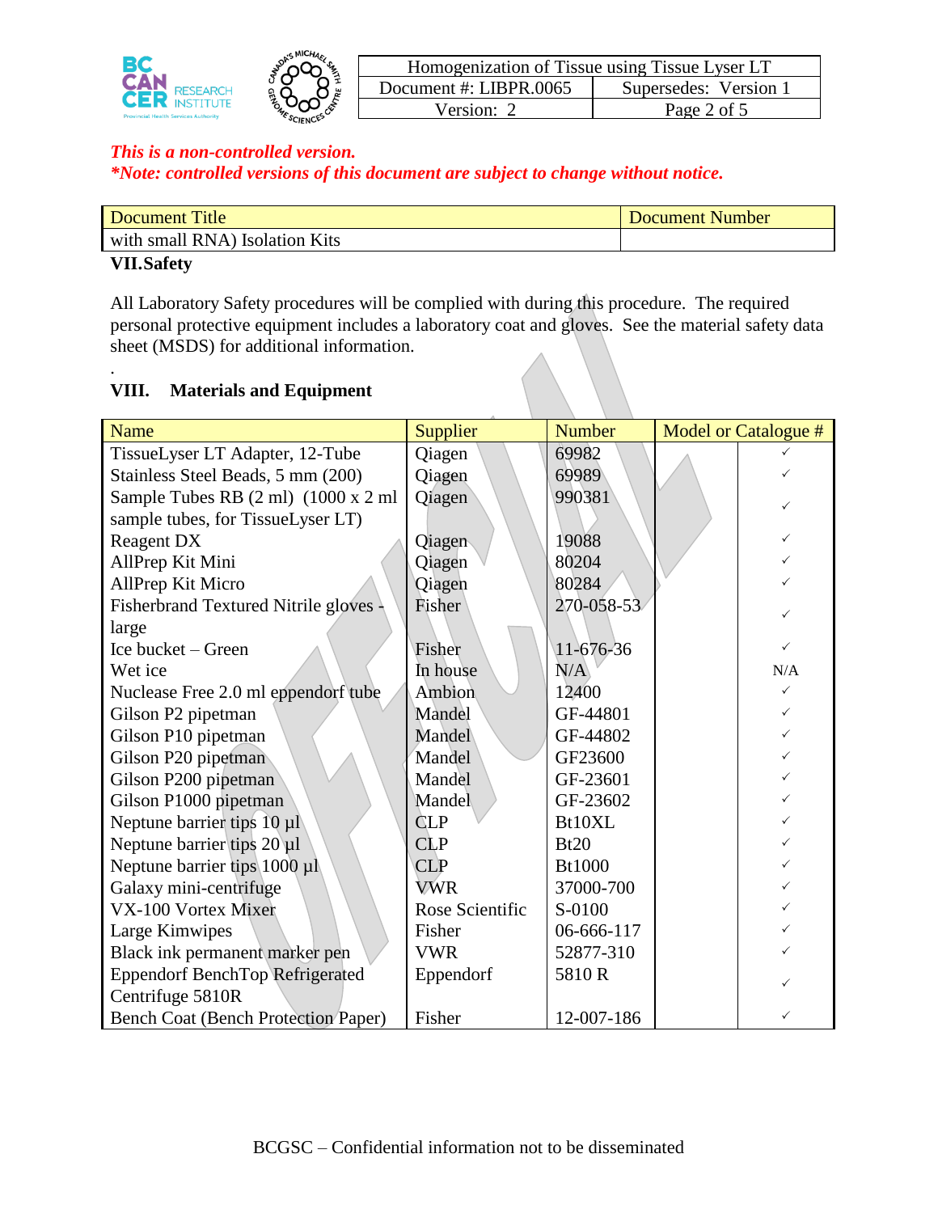*This is a non-controlled version.*
*\*Note: controlled versions of this document are subject to change without notice.*

| Document Title | Document Number |
|---|---|
| with small RNA) Isolation Kits | |

## VII. Safety

All Laboratory Safety procedures will be complied with during this procedure. The required personal protective equipment includes a laboratory coat and gloves. See the material safety data sheet (MSDS) for additional information.

.

## VIII. Materials and Equipment

| Name | Supplier | Number | Model or Catalogue # | |
|---|---|---|---|---|
| TissueLyser LT Adapter, 12-Tube | Qiagen | 69982 | | ✓ |
| Stainless Steel Beads, 5 mm (200) | Qiagen | 69989 | | ✓ |
| Sample Tubes RB (2 ml) (1000 x 2 ml sample tubes, for TissueLyser LT) | Qiagen | 990381 | | ✓ |
| Reagent DX | Qiagen | 19088 | | ✓ |
| AllPrep Kit Mini | Qiagen | 80204 | | ✓ |
| AllPrep Kit Micro | Qiagen | 80284 | | ✓ |
| Fisherbrand Textured Nitrile gloves - large | Fisher | 270-058-53 | | ✓ |
| Ice bucket – Green | Fisher | 11-676-36 | | ✓ |
| Wet ice | In house | N/A | | N/A |
| Nuclease Free 2.0 ml eppendorf tube | Ambion | 12400 | | ✓ |
| Gilson P2 pipetman | Mandel | GF-44801 | | ✓ |
| Gilson P10 pipetman | Mandel | GF-44802 | | ✓ |
| Gilson P20 pipetman | Mandel | GF23600 | | ✓ |
| Gilson P200 pipetman | Mandel | GF-23601 | | ✓ |
| Gilson P1000 pipetman | Mandel | GF-23602 | | ✓ |
| Neptune barrier tips 10 µl | CLP | Bt10XL | | ✓ |
| Neptune barrier tips 20 µl | CLP | Bt20 | | ✓ |
| Neptune barrier tips 1000 µl | CLP | Bt1000 | | ✓ |
| Galaxy mini-centrifuge | VWR | 37000-700 | | ✓ |
| VX-100 Vortex Mixer | Rose Scientific | S-0100 | | ✓ |
| Large Kimwipes | Fisher | 06-666-117 | | ✓ |
| Black ink permanent marker pen | VWR | 52877-310 | | ✓ |
| Eppendorf BenchTop Refrigerated Centrifuge 5810R | Eppendorf | 5810 R | | ✓ |
| Bench Coat (Bench Protection Paper) | Fisher | 12-007-186 | | ✓ |

BCGSC – Confidential information not to be disseminated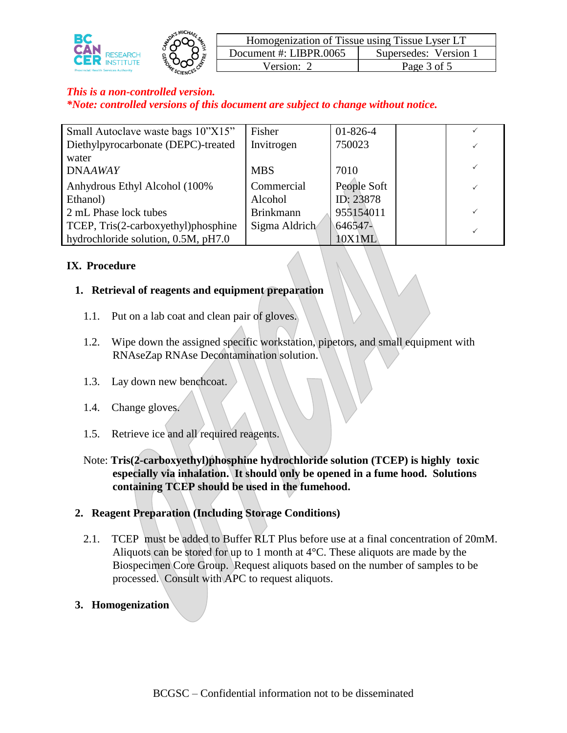*This is a non-controlled version.*
***Note: controlled versions of this document are subject to change without notice.***

| | | | | |
|---|---|---|---|---|
| Small Autoclave waste bags 10"X15" | Fisher | 01-826-4 | | ✓ |
| Diethylpyrocarbonate (DEPC)-treated water | Invitrogen | 750023 | | ✓ |
| DNA*AWAY* | MBS | 7010 | | ✓ |
| Anhydrous Ethyl Alcohol (100% Ethanol) | Commercial Alcohol | People Soft ID: 23878 | | ✓ |
| 2 mL Phase lock tubes | Brinkmann | 955154011 | | ✓ |
| TCEP, Tris(2-carboxyethyl)phosphine hydrochloride solution, 0.5M, pH7.0 | Sigma Aldrich | 646547-10X1ML | | ✓ |

## IX. Procedure

### 1. Retrieval of reagents and equipment preparation

1.1. Put on a lab coat and clean pair of gloves.

1.2. Wipe down the assigned specific workstation, pipetors, and small equipment with RNAseZap RNAse Decontamination solution.

1.3. Lay down new benchcoat.

1.4. Change gloves.

1.5. Retrieve ice and all required reagents.

Note: **Tris(2-carboxyethyl)phosphine hydrochloride solution (TCEP) is highly toxic especially via inhalation. It should only be opened in a fume hood. Solutions containing TCEP should be used in the fumehood.**

### 2. Reagent Preparation (Including Storage Conditions)

2.1. TCEP must be added to Buffer RLT Plus before use at a final concentration of 20mM. Aliquots can be stored for up to 1 month at 4°C. These aliquots are made by the Biospecimen Core Group. Request aliquots based on the number of samples to be processed. Consult with APC to request aliquots.

### 3. Homogenization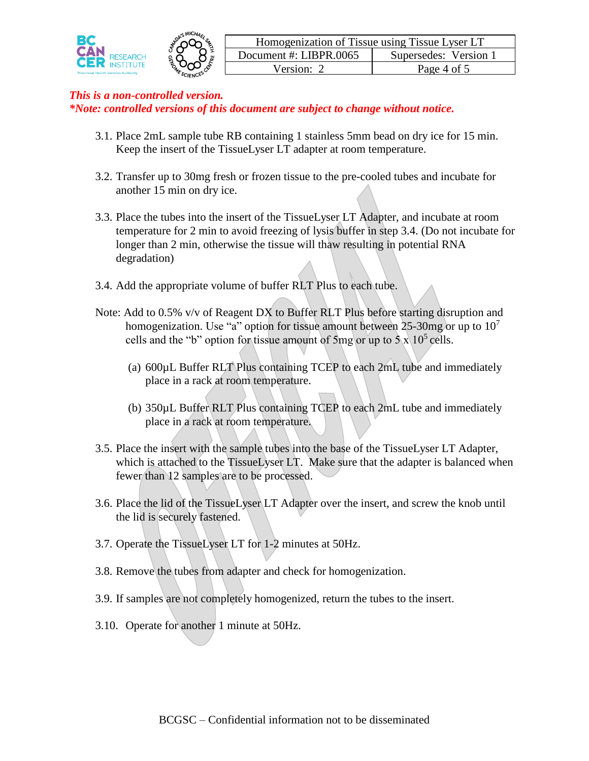*This is a non-controlled version.*
***Note: controlled versions of this document are subject to change without notice.***

3.1. Place 2mL sample tube RB containing 1 stainless 5mm bead on dry ice for 15 min. Keep the insert of the TissueLyser LT adapter at room temperature.

3.2. Transfer up to 30mg fresh or frozen tissue to the pre-cooled tubes and incubate for another 15 min on dry ice.

3.3. Place the tubes into the insert of the TissueLyser LT Adapter, and incubate at room temperature for 2 min to avoid freezing of lysis buffer in step 3.4. (Do not incubate for longer than 2 min, otherwise the tissue will thaw resulting in potential RNA degradation)

3.4. Add the appropriate volume of buffer RLT Plus to each tube.

Note: Add to 0.5% v/v of Reagent DX to Buffer RLT Plus before starting disruption and homogenization. Use "a" option for tissue amount between 25-30mg or up to $10^7$ cells and the "b" option for tissue amount of 5mg or up to $5 \times 10^5$ cells.

(a) 600µL Buffer RLT Plus containing TCEP to each 2mL tube and immediately place in a rack at room temperature.

(b) 350µL Buffer RLT Plus containing TCEP to each 2mL tube and immediately place in a rack at room temperature.

3.5. Place the insert with the sample tubes into the base of the TissueLyser LT Adapter, which is attached to the TissueLyser LT. Make sure that the adapter is balanced when fewer than 12 samples are to be processed.

3.6. Place the lid of the TissueLyser LT Adapter over the insert, and screw the knob until the lid is securely fastened.

3.7. Operate the TissueLyser LT for 1-2 minutes at 50Hz.

3.8. Remove the tubes from adapter and check for homogenization.

3.9. If samples are not completely homogenized, return the tubes to the insert.

3.10. Operate for another 1 minute at 50Hz.

BCGSC – Confidential information not to be disseminated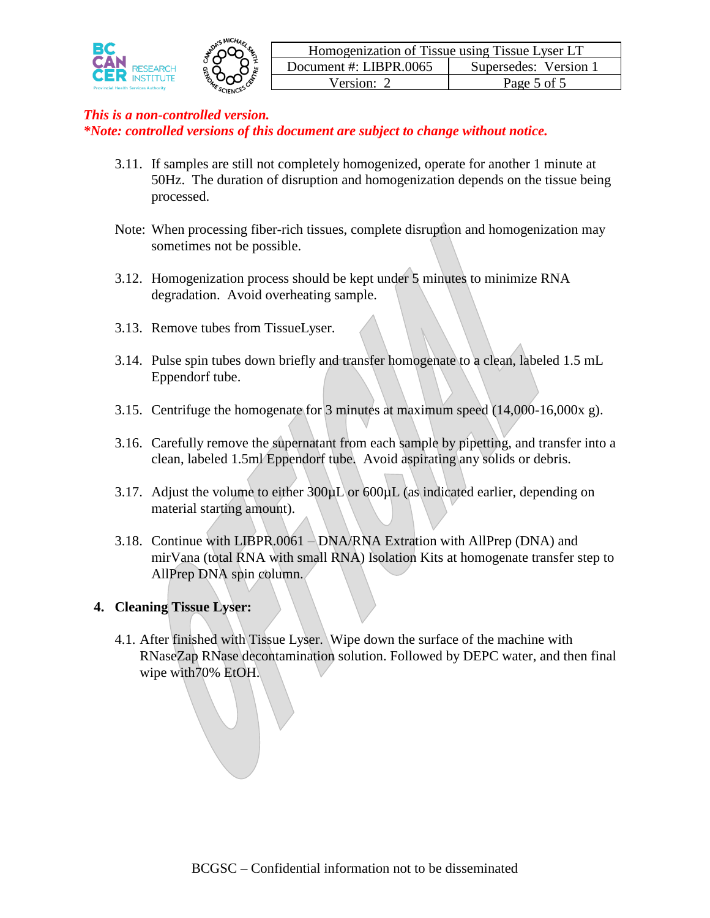*This is a non-controlled version.*
*\*Note: controlled versions of this document are subject to change without notice.*

3.11. If samples are still not completely homogenized, operate for another 1 minute at 50Hz. The duration of disruption and homogenization depends on the tissue being processed.

Note: When processing fiber-rich tissues, complete disruption and homogenization may sometimes not be possible.

3.12. Homogenization process should be kept under 5 minutes to minimize RNA degradation. Avoid overheating sample.

3.13. Remove tubes from TissueLyser.

3.14. Pulse spin tubes down briefly and transfer homogenate to a clean, labeled 1.5 mL Eppendorf tube.

3.15. Centrifuge the homogenate for 3 minutes at maximum speed (14,000-16,000x g).

3.16. Carefully remove the supernatant from each sample by pipetting, and transfer into a clean, labeled 1.5ml Eppendorf tube. Avoid aspirating any solids or debris.

3.17. Adjust the volume to either 300µL or 600µL (as indicated earlier, depending on material starting amount).

3.18. Continue with LIBPR.0061 – DNA/RNA Extration with AllPrep (DNA) and mirVana (total RNA with small RNA) Isolation Kits at homogenate transfer step to AllPrep DNA spin column.

## 4. Cleaning Tissue Lyser:

4.1. After finished with Tissue Lyser. Wipe down the surface of the machine with RNaseZap RNase decontamination solution. Followed by DEPC water, and then final wipe with70% EtOH.

BCGSC – Confidential information not to be disseminated